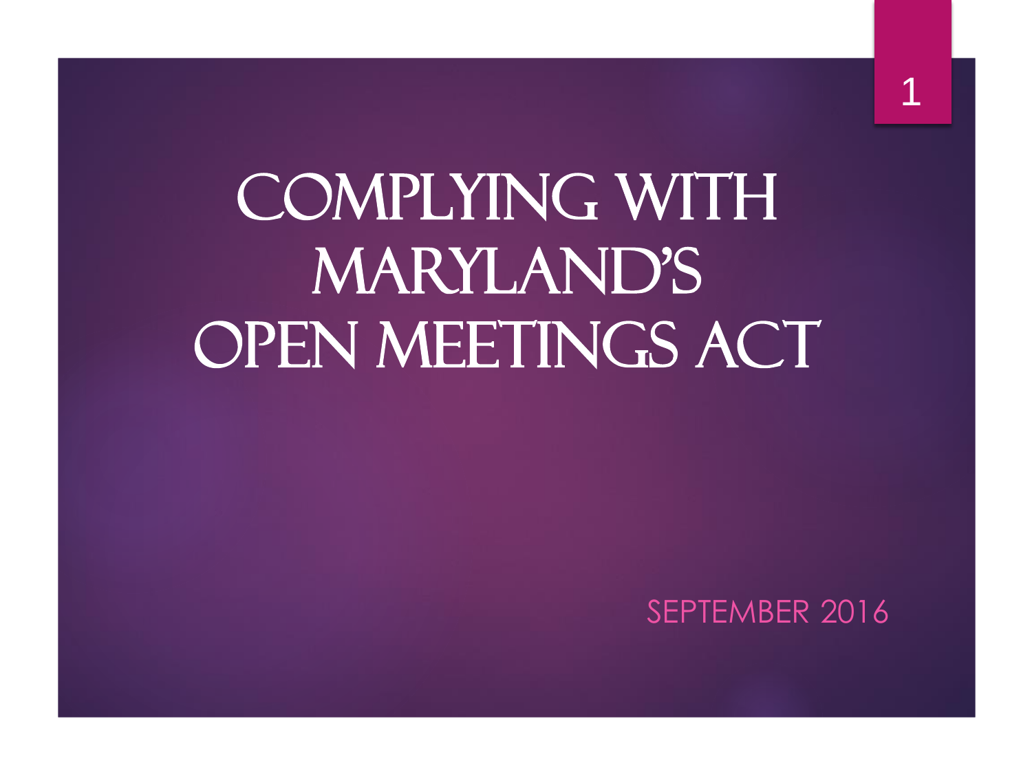# COMPLYING WITH MARYLAND'S OPEN MEETINGS ACT

SEPTEMBER 2016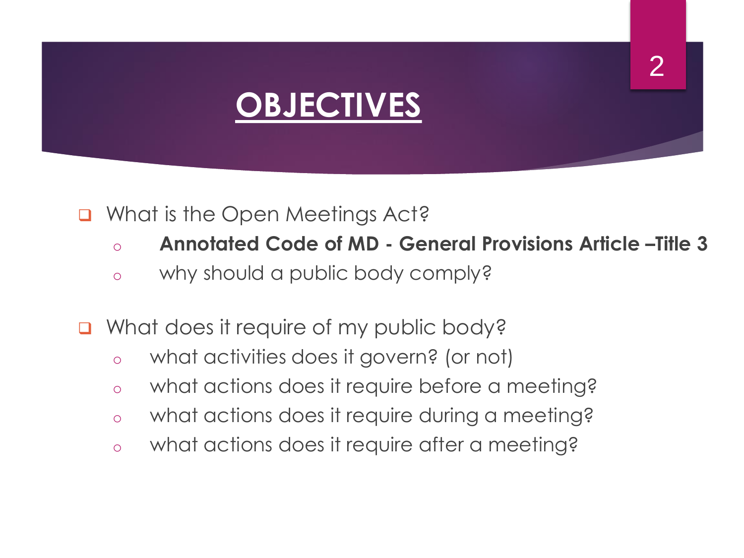# OBJECTIVES

- What is the Open Meetings Act?
  - **Annotated Code of MD - General Provisions Article –Title 3**
  - why should a public body comply?

- What does it require of my public body?
  - what activities does it govern? (or not)
  - what actions does it require before a meeting?
  - what actions does it require during a meeting?
  - what actions does it require after a meeting?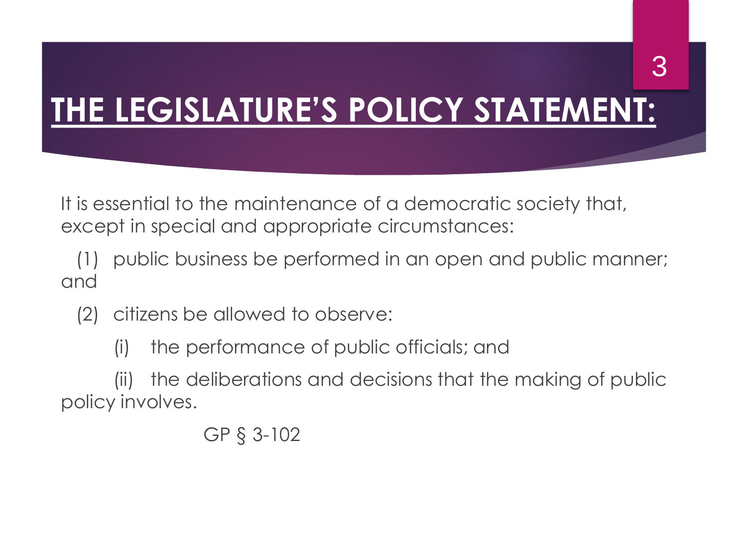# THE LEGISLATURE'S POLICY STATEMENT:

It is essential to the maintenance of a democratic society that, except in special and appropriate circumstances:

(1) public business be performed in an open and public manner; and

(2) citizens be allowed to observe:

(i) the performance of public officials; and

(ii) the deliberations and decisions that the making of public policy involves.

GP § 3-102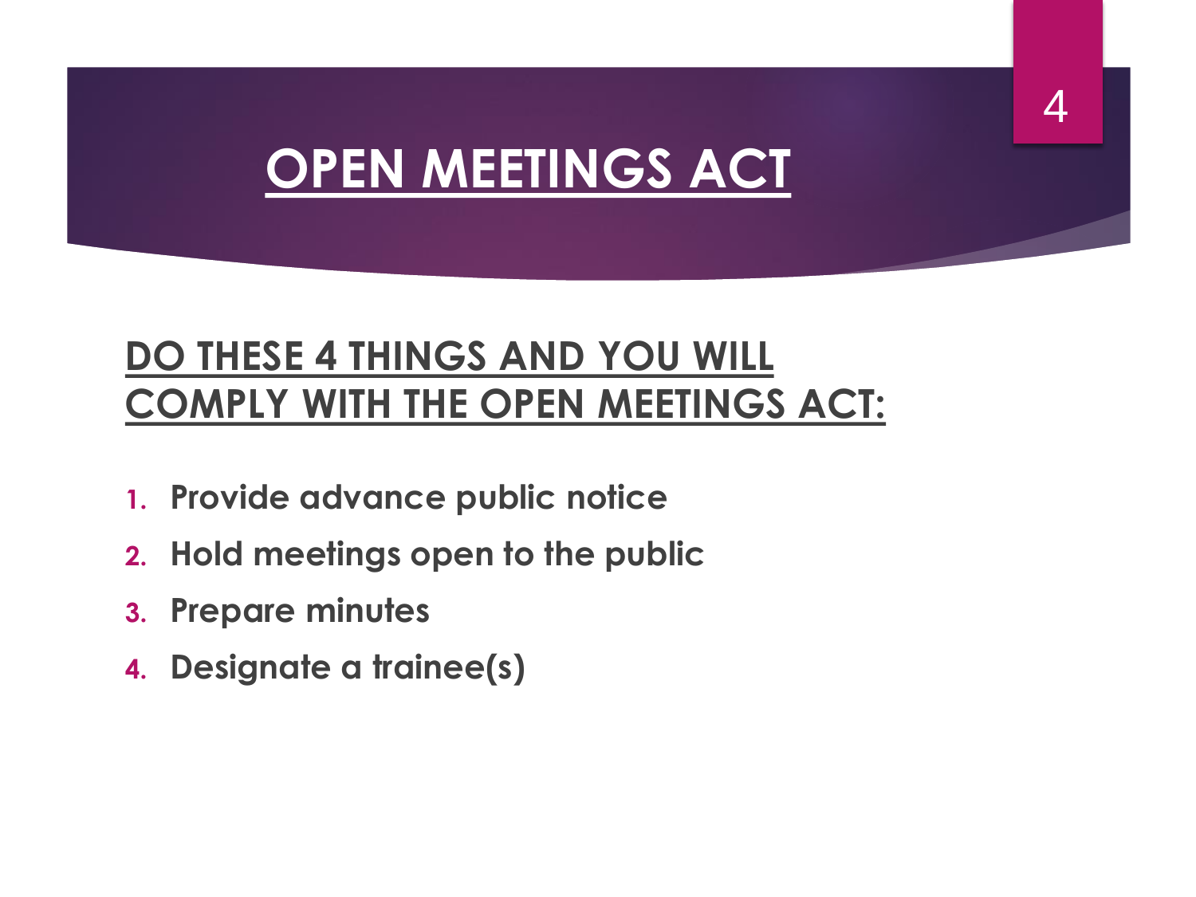# OPEN MEETINGS ACT

## DO THESE 4 THINGS AND YOU WILL COMPLY WITH THE OPEN MEETINGS ACT:

1. **Provide advance public notice**
2. **Hold meetings open to the public**
3. **Prepare minutes**
4. **Designate a trainee(s)**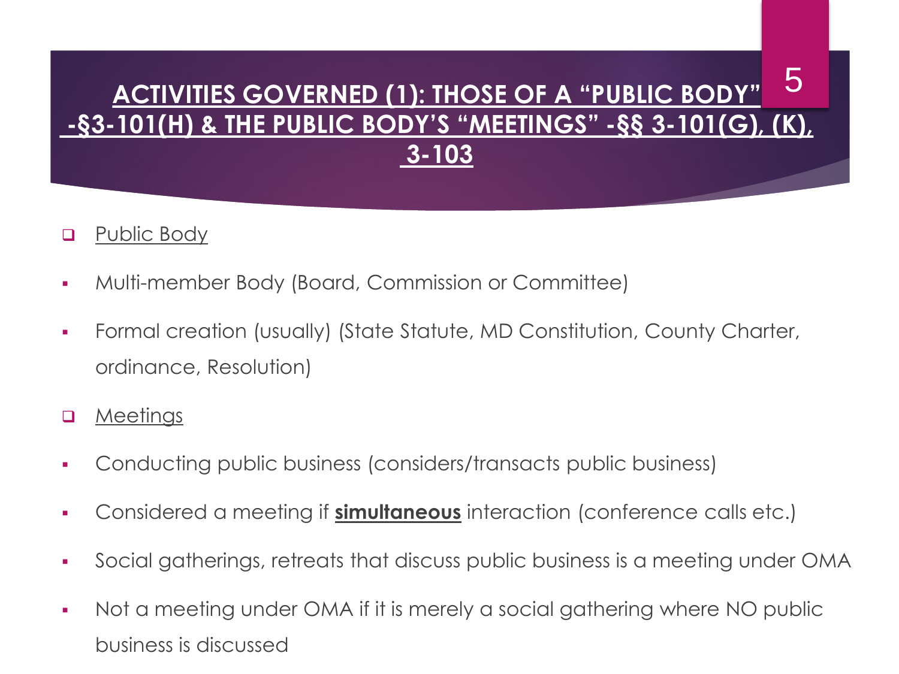# ACTIVITIES GOVERNED (1): THOSE OF A "PUBLIC BODY" -§3-101(H) & THE PUBLIC BODY'S "MEETINGS" -§§ 3-101(G), (K), 3-103

- Public Body
  - Multi-member Body (Board, Commission or Committee)
  - Formal creation (usually) (State Statute, MD Constitution, County Charter, ordinance, Resolution)
- Meetings
  - Conducting public business (considers/transacts public business)
  - Considered a meeting if **simultaneous** interaction (conference calls etc.)
  - Social gatherings, retreats that discuss public business is a meeting under OMA
  - Not a meeting under OMA if it is merely a social gathering where NO public business is discussed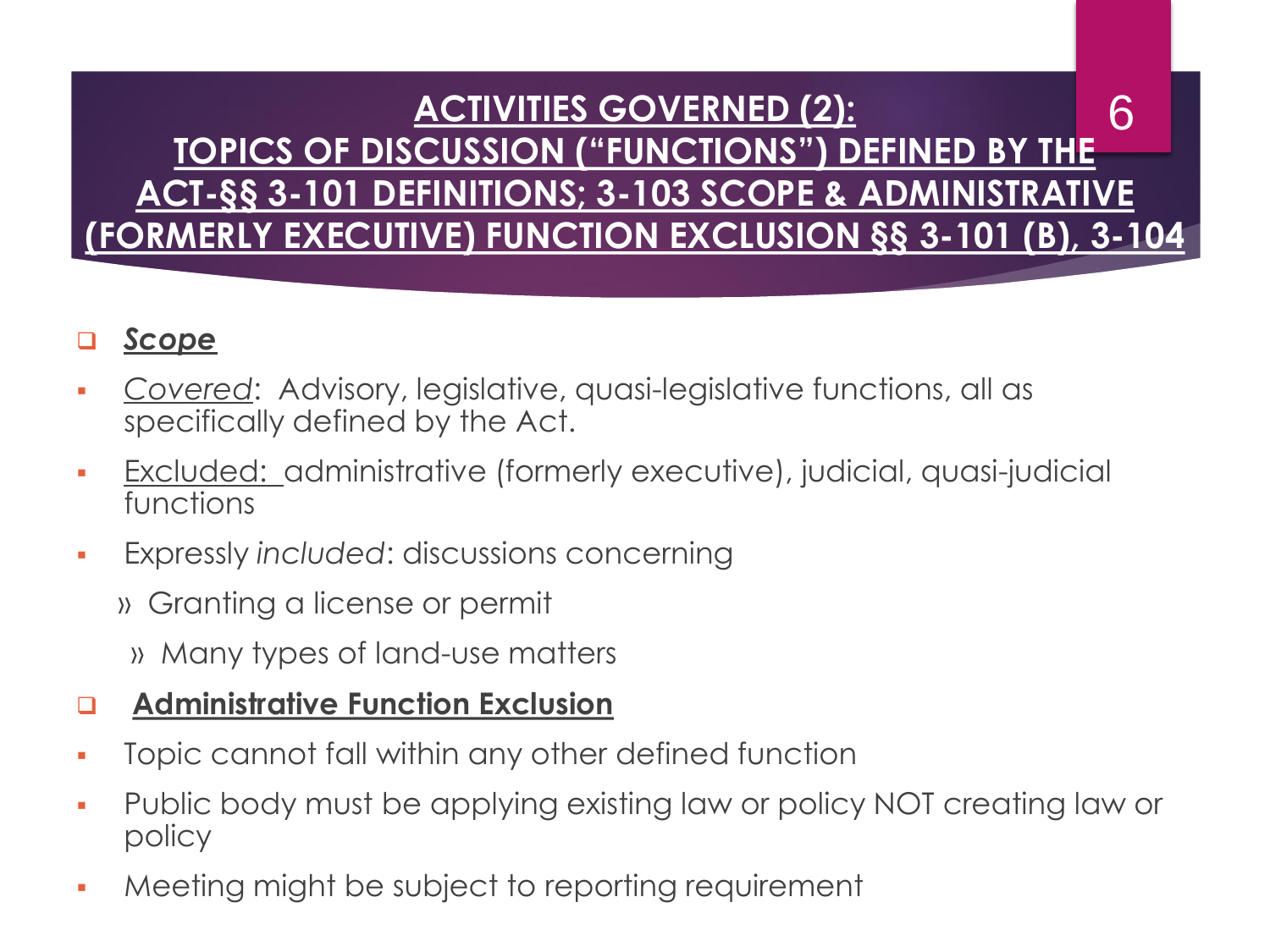# ACTIVITIES GOVERNED (2): TOPICS OF DISCUSSION ("FUNCTIONS") DEFINED BY THE ACT-§§ 3-101 DEFINITIONS; 3-103 SCOPE & ADMINISTRATIVE (FORMERLY EXECUTIVE) FUNCTION EXCLUSION §§ 3-101 (B), 3-104

## ***Scope***

- Covered: Advisory, legislative, quasi-legislative functions, all as specifically defined by the Act.
- Excluded: administrative (formerly executive), judicial, quasi-judicial functions
- Expressly *included*: discussions concerning
  - Granting a license or permit
  - Many types of land-use matters

## **Administrative Function Exclusion**

- Topic cannot fall within any other defined function
- Public body must be applying existing law or policy NOT creating law or policy
- Meeting might be subject to reporting requirement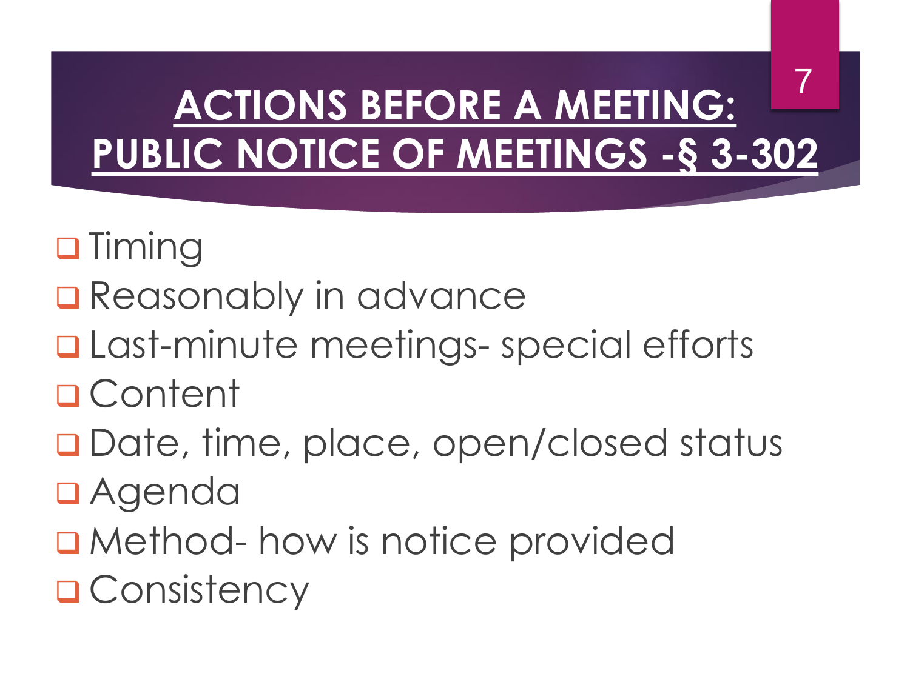# ACTIONS BEFORE A MEETING: PUBLIC NOTICE OF MEETINGS -§ 3-302

- Timing
- Reasonably in advance
- Last-minute meetings- special efforts
- Content
- Date, time, place, open/closed status
- Agenda
- Method- how is notice provided
- Consistency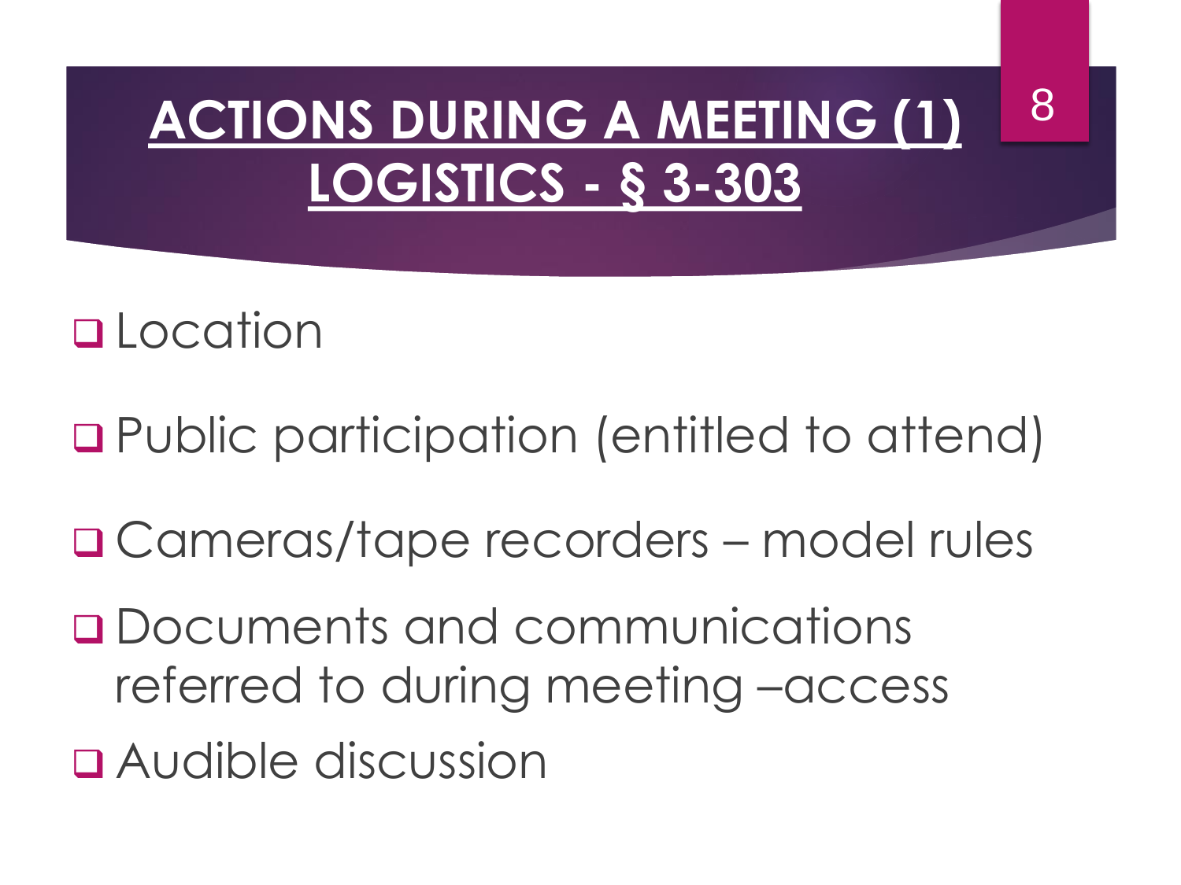# ACTIONS DURING A MEETING (1) LOGISTICS - § 3-303

- Location
- Public participation (entitled to attend)
- Cameras/tape recorders – model rules
- Documents and communications referred to during meeting –access
- Audible discussion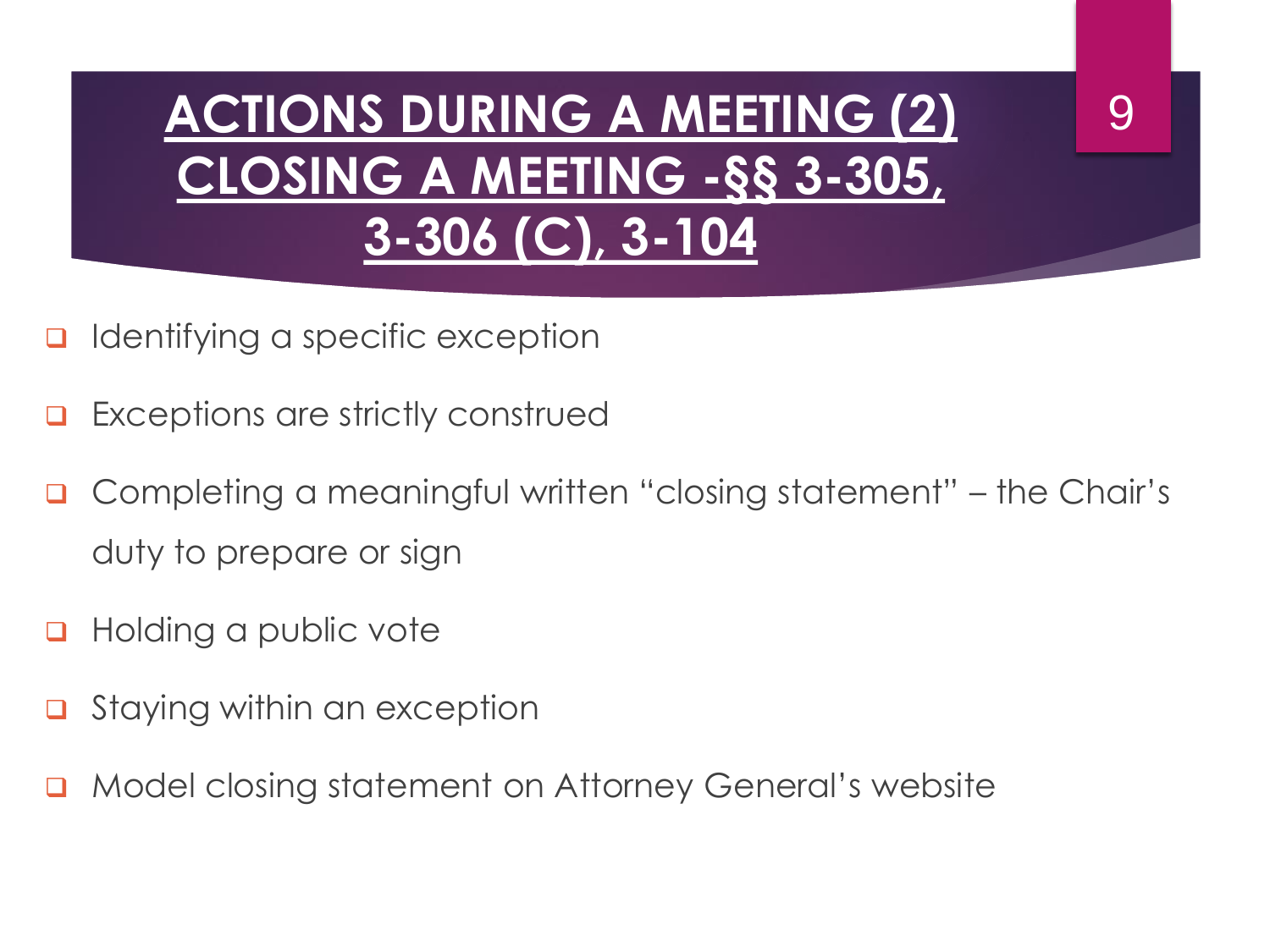# ACTIONS DURING A MEETING (2) CLOSING A MEETING -§§ 3-305, 3-306 (C), 3-104

- Identifying a specific exception
- Exceptions are strictly construed
- Completing a meaningful written "closing statement" – the Chair's duty to prepare or sign
- Holding a public vote
- Staying within an exception
- Model closing statement on Attorney General's website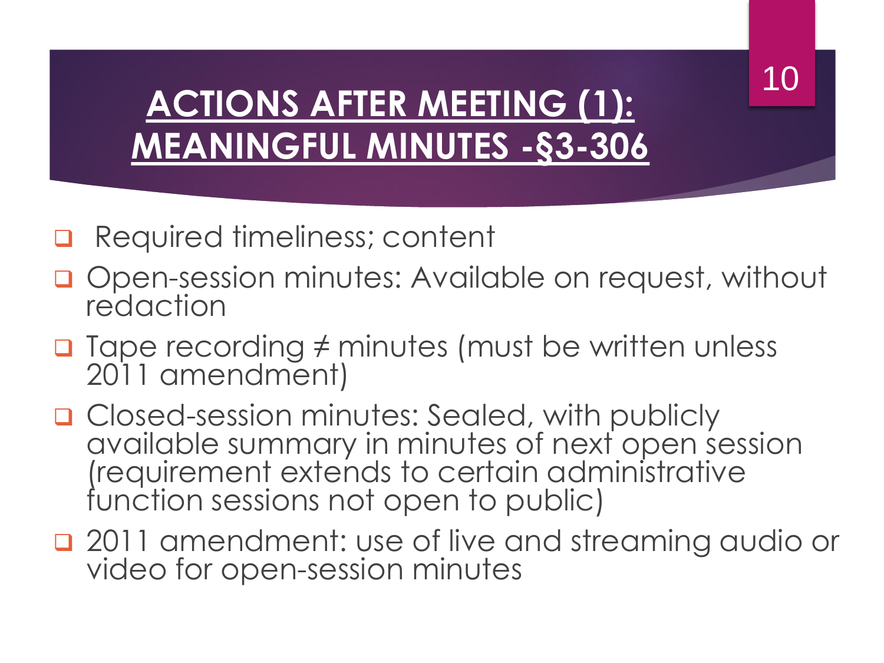# ACTIONS AFTER MEETING (1): MEANINGFUL MINUTES -§3-306

- Required timeliness; content
- Open-session minutes: Available on request, without redaction
- Tape recording ≠ minutes (must be written unless 2011 amendment)
- Closed-session minutes: Sealed, with publicly available summary in minutes of next open session (requirement extends to certain administrative function sessions not open to public)
- 2011 amendment: use of live and streaming audio or video for open-session minutes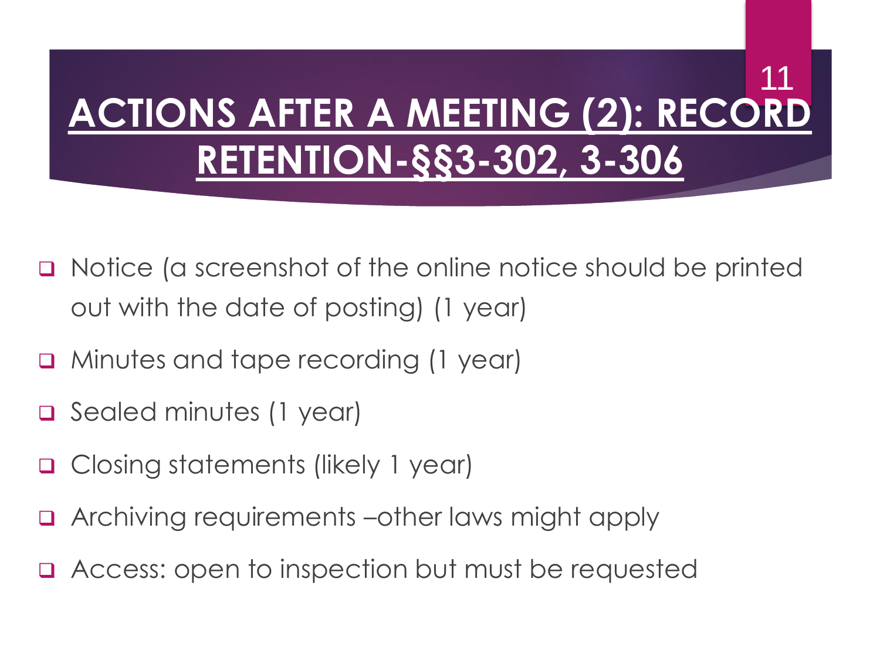# ACTIONS AFTER A MEETING (2): RECORD RETENTION-§§3-302, 3-306

- Notice (a screenshot of the online notice should be printed out with the date of posting) (1 year)
- Minutes and tape recording (1 year)
- Sealed minutes (1 year)
- Closing statements (likely 1 year)
- Archiving requirements –other laws might apply
- Access: open to inspection but must be requested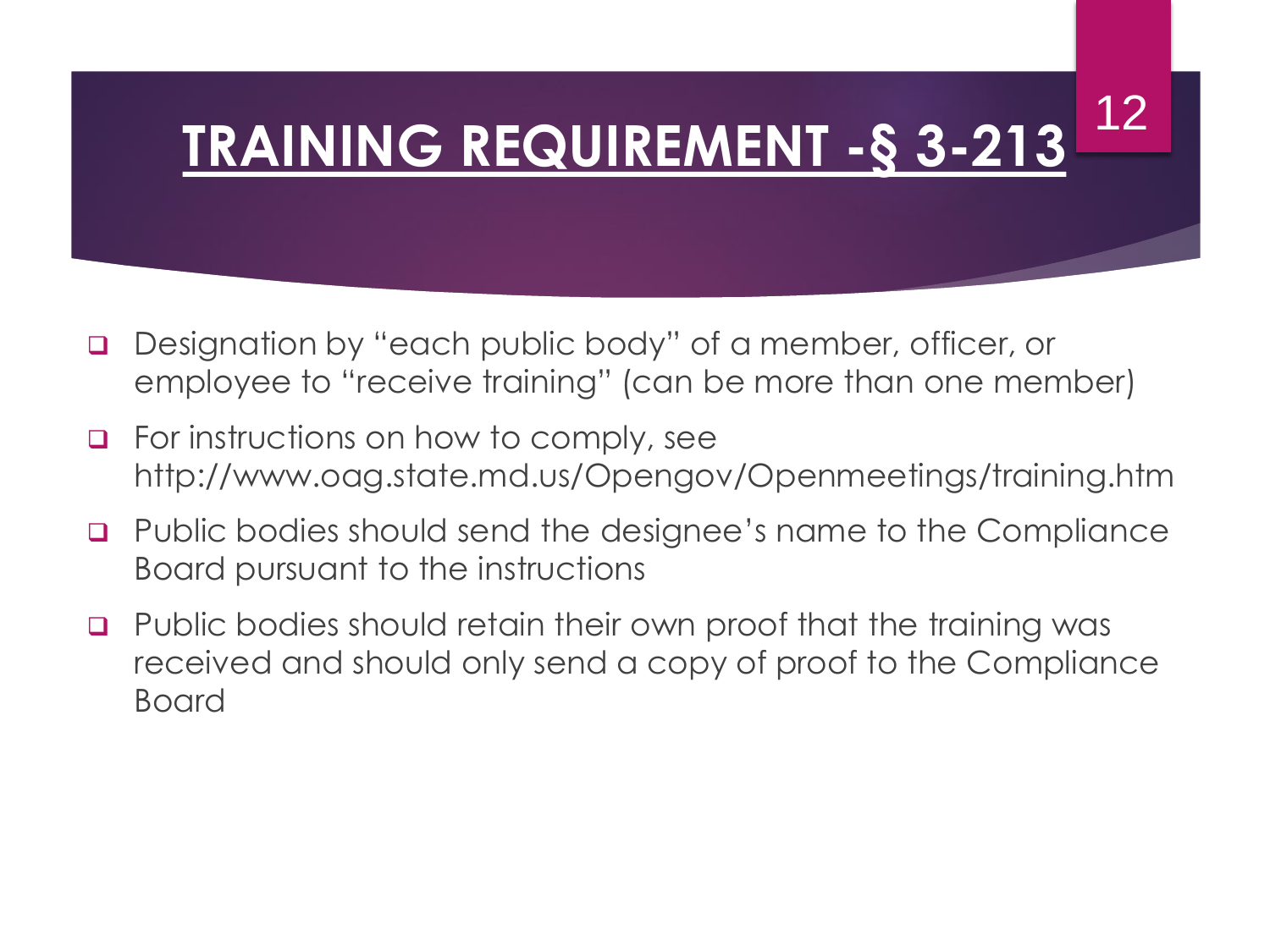# TRAINING REQUIREMENT -§ 3-213

- Designation by "each public body" of a member, officer, or employee to "receive training" (can be more than one member)
- For instructions on how to comply, see http://www.oag.state.md.us/Opengov/Openmeetings/training.htm
- Public bodies should send the designee's name to the Compliance Board pursuant to the instructions
- Public bodies should retain their own proof that the training was received and should only send a copy of proof to the Compliance Board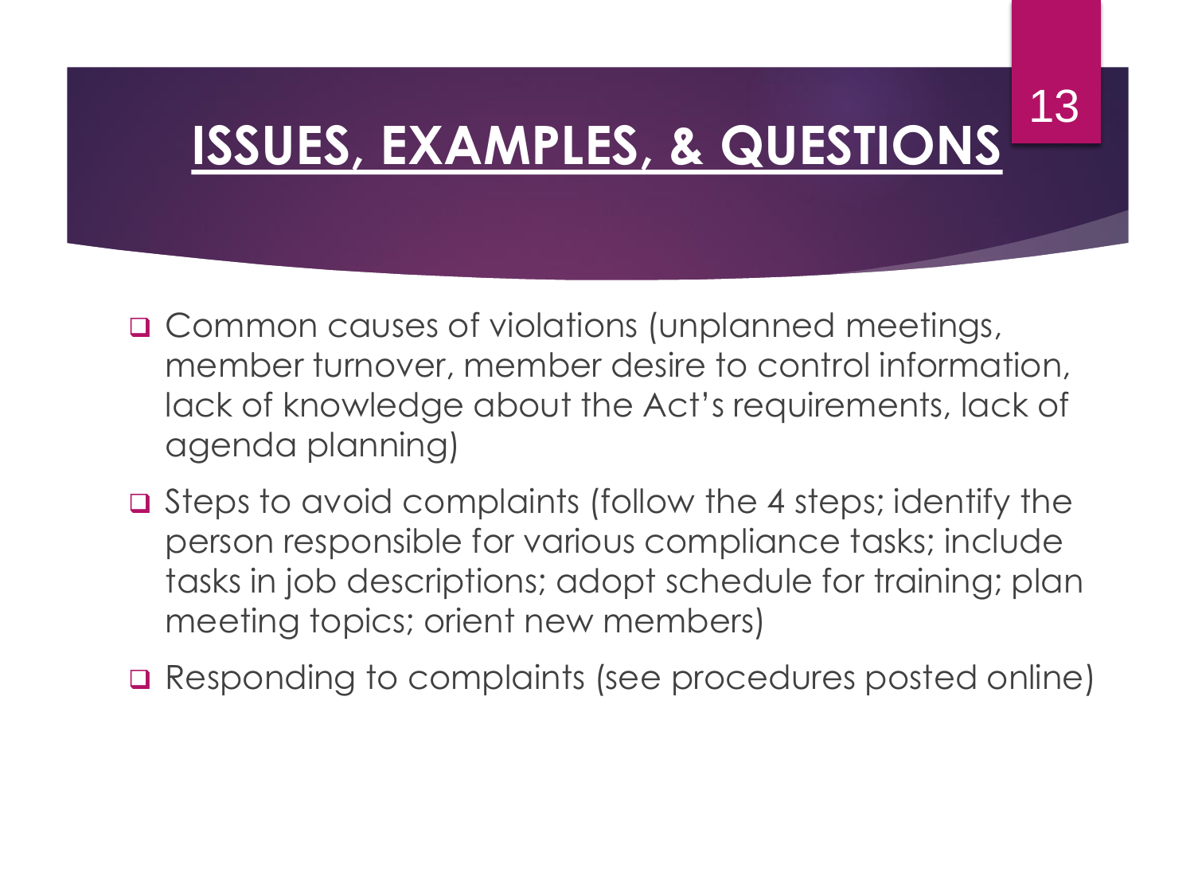# ISSUES, EXAMPLES, & QUESTIONS

- Common causes of violations (unplanned meetings, member turnover, member desire to control information, lack of knowledge about the Act's requirements, lack of agenda planning)
- Steps to avoid complaints (follow the 4 steps; identify the person responsible for various compliance tasks; include tasks in job descriptions; adopt schedule for training; plan meeting topics; orient new members)
- Responding to complaints (see procedures posted online)